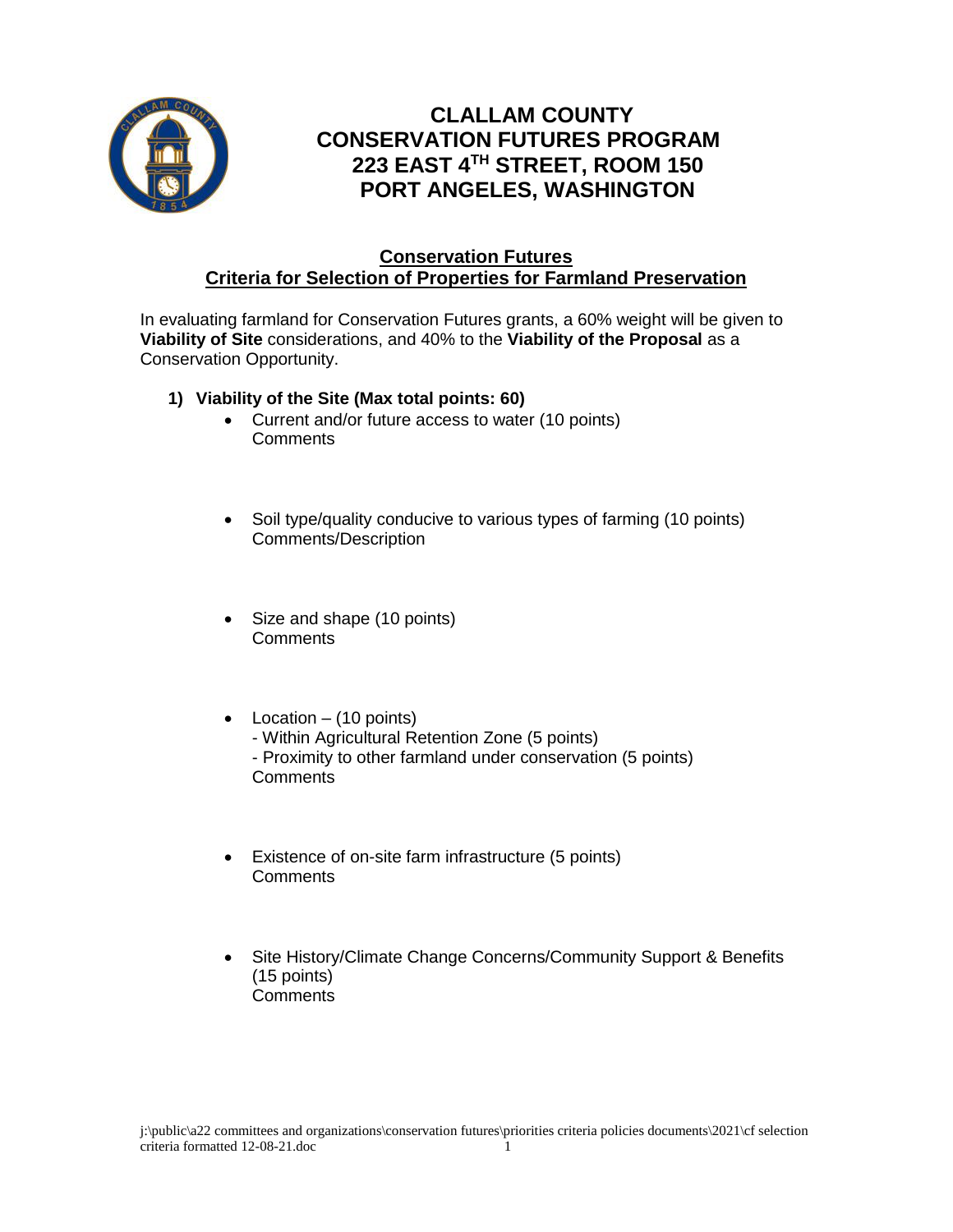# CLALLAM COUNTY
# CONSERVATION FUTURES PROGRAM
# 223 EAST 4TH STREET, ROOM 150
# PORT ANGELES, WASHINGTON

## Conservation Futures
## Criteria for Selection of Properties for Farmland Preservation

In evaluating farmland for Conservation Futures grants, a 60% weight will be given to **Viability of Site** considerations, and 40% to the **Viability of the Proposal** as a Conservation Opportunity.

1) **Viability of the Site (Max total points: 60)**
   - Current and/or future access to water (10 points)
     Comments
   - Soil type/quality conducive to various types of farming (10 points)
     Comments/Description
   - Size and shape (10 points)
     Comments
   - Location – (10 points)
     - Within Agricultural Retention Zone (5 points)
     - Proximity to other farmland under conservation (5 points)
     
     Comments
   - Existence of on-site farm infrastructure (5 points)
     Comments
   - Site History/Climate Change Concerns/Community Support & Benefits (15 points)
     Comments

j:\public\a22 committees and organizations\conservation futures\priorities criteria policies documents\2021\cf selection criteria formatted 12-08-21.doc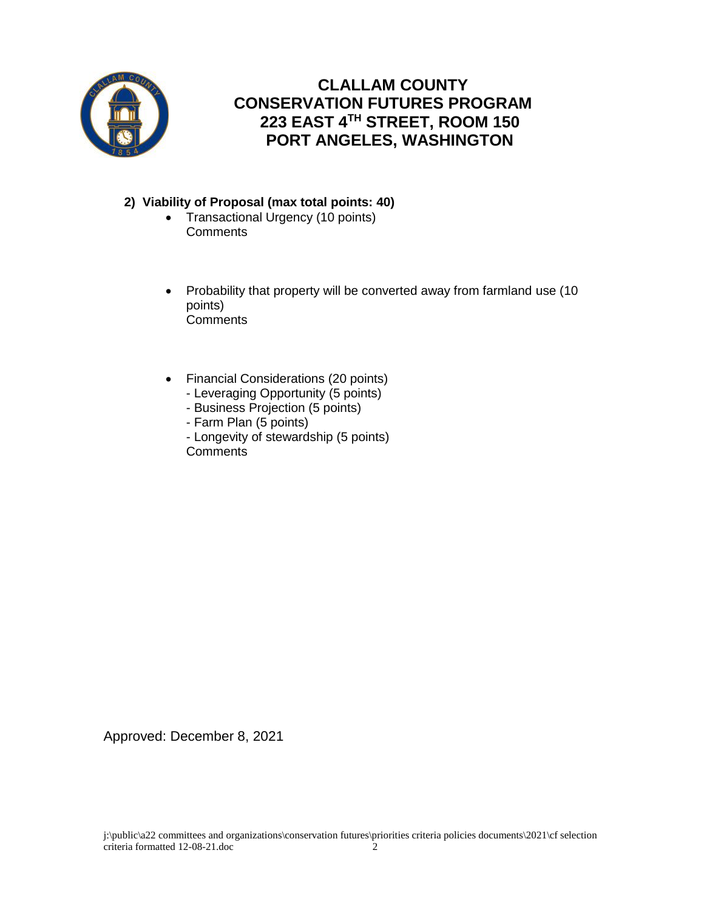# CLALLAM COUNTY
# CONSERVATION FUTURES PROGRAM
# 223 EAST 4TH STREET, ROOM 150
# PORT ANGELES, WASHINGTON

**2) Viability of Proposal (max total points: 40)**

- Transactional Urgency (10 points)
  Comments

- Probability that property will be converted away from farmland use (10 points)
  Comments

- Financial Considerations (20 points)
  - Leveraging Opportunity (5 points)
  - Business Projection (5 points)
  - Farm Plan (5 points)
  - Longevity of stewardship (5 points)

  Comments

Approved: December 8, 2021

j:\public\a22 committees and organizations\conservation futures\priorities criteria policies documents\2021\cf selection criteria formatted 12-08-21.doc